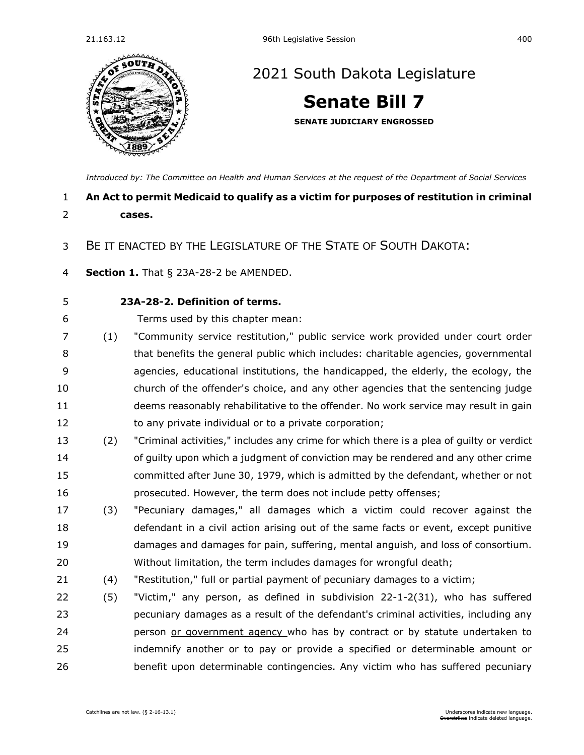# 2021 South Dakota Legislature

## Senate Bill 7

**SENATE JUDICIARY ENGROSSED**

*Introduced by: The Committee on Health and Human Services at the request of the Department of Social Services*

**An Act to permit Medicaid to qualify as a victim for purposes of restitution in criminal cases.**

BE IT ENACTED BY THE LEGISLATURE OF THE STATE OF SOUTH DAKOTA:

**Section 1.** That § 23A-28-2 be AMENDED.

**23A-28-2. Definition of terms.**

Terms used by this chapter mean:

(1) "Community service restitution," public service work provided under court order that benefits the general public which includes: charitable agencies, governmental agencies, educational institutions, the handicapped, the elderly, the ecology, the church of the offender's choice, and any other agencies that the sentencing judge deems reasonably rehabilitative to the offender. No work service may result in gain to any private individual or to a private corporation;

(2) "Criminal activities," includes any crime for which there is a plea of guilty or verdict of guilty upon which a judgment of conviction may be rendered and any other crime committed after June 30, 1979, which is admitted by the defendant, whether or not prosecuted. However, the term does not include petty offenses;

(3) "Pecuniary damages," all damages which a victim could recover against the defendant in a civil action arising out of the same facts or event, except punitive damages and damages for pain, suffering, mental anguish, and loss of consortium. Without limitation, the term includes damages for wrongful death;

(4) "Restitution," full or partial payment of pecuniary damages to a victim;

(5) "Victim," any person, as defined in subdivision 22-1-2(31), who has suffered pecuniary damages as a result of the defendant's criminal activities, including any person <u>or government agency</u> who has by contract or by statute undertaken to indemnify another or to pay or provide a specified or determinable amount or benefit upon determinable contingencies. Any victim who has suffered pecuniary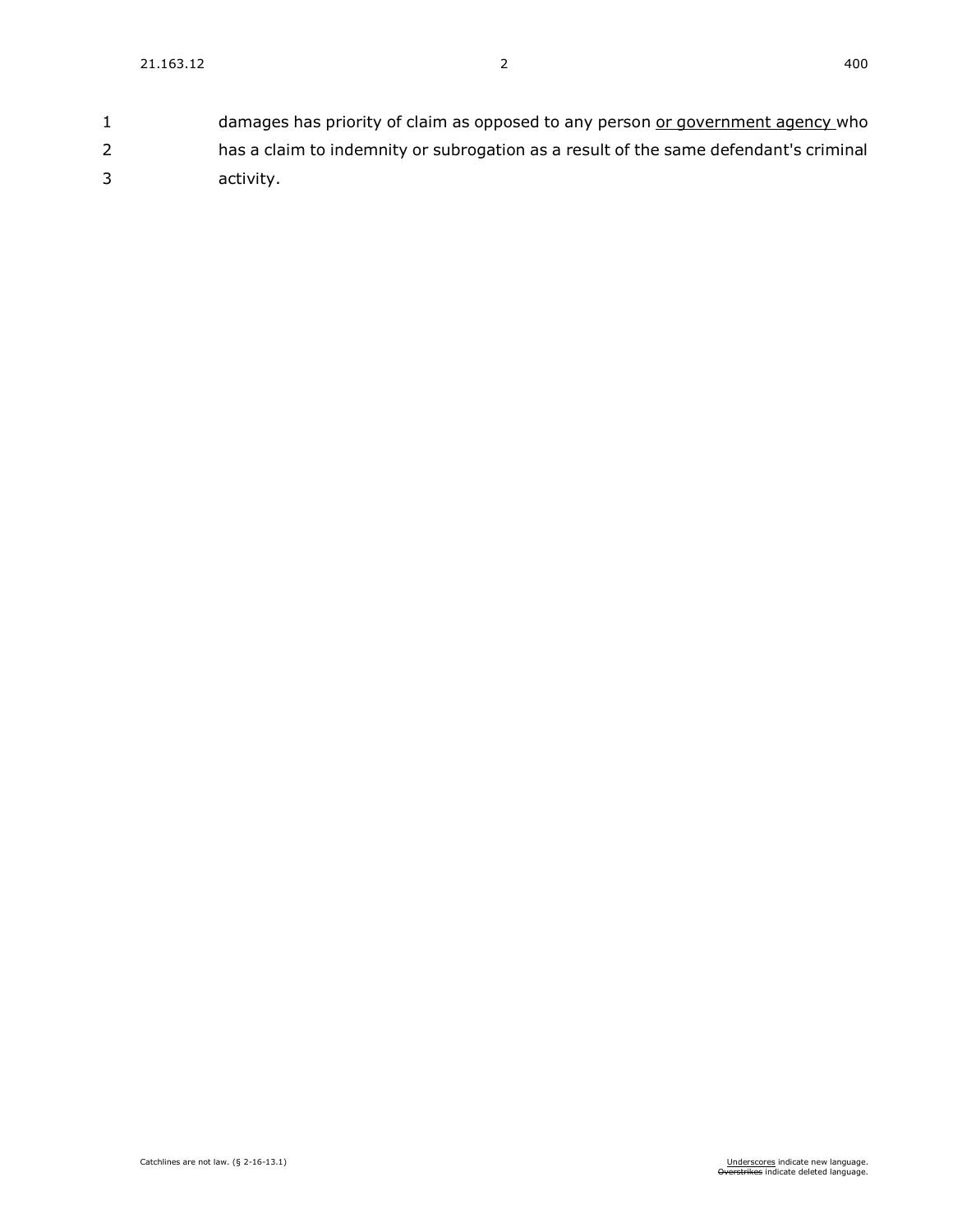damages has priority of claim as opposed to any person <u>or government agency</u> who has a claim to indemnity or subrogation as a result of the same defendant's criminal activity.